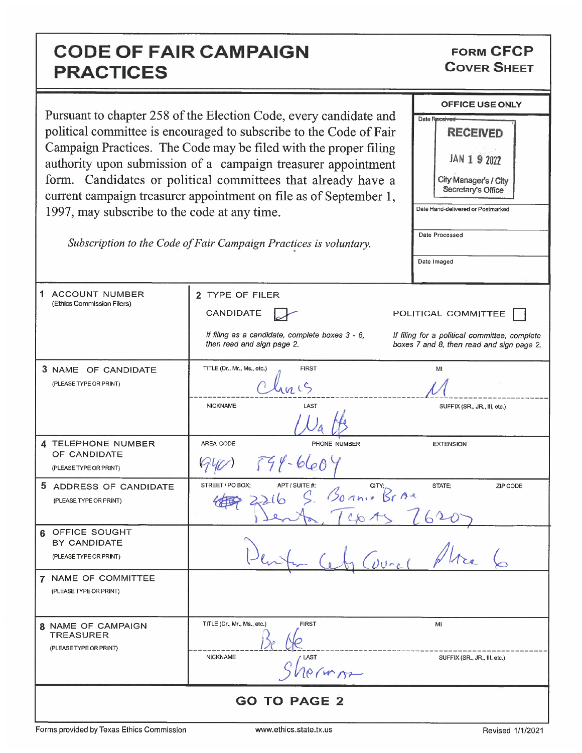# CODE OF FAIR CAMPAIGN PRACTICES

**FORM CFCP**
**COVER SHEET**

Pursuant to chapter 258 of the Election Code, every candidate and political committee is encouraged to subscribe to the Code of Fair Campaign Practices. The Code may be filed with the proper filing authority upon submission of a campaign treasurer appointment form. Candidates or political committees that already have a current campaign treasurer appointment on file as of September 1, 1997, may subscribe to the code at any time.

*Subscription to the Code of Fair Campaign Practices is voluntary.*

| OFFICE USE ONLY |
|---|
| Date Received: RECEIVED JAN 19 2022 City Manager's / City Secretary's Office |
| Date Hand-delivered or Postmarked |
| Date Processed |
| Date Imaged |

| | | | |
|---|---|---|---|
| **1 ACCOUNT NUMBER** (Ethics Commission Filers) | **2 TYPE OF FILER** | CANDIDATE [X] *If filing as a candidate, complete boxes 3 - 6, then read and sign page 2.* | POLITICAL COMMITTEE [ ] *If filing for a political committee, complete boxes 7 and 8, then read and sign page 2.* |
| **3 NAME OF CANDIDATE** (PLEASE TYPE OR PRINT) | TITLE (Dr., Mr., Ms., etc.): | FIRST: Chris | MI: M |
| | NICKNAME: | LAST: Watts | SUFFIX (SR., JR., III, etc.): |
| **4 TELEPHONE NUMBER OF CANDIDATE** (PLEASE TYPE OR PRINT) | AREA CODE: (940) | PHONE NUMBER: 594-6604 | EXTENSION: |
| **5 ADDRESS OF CANDIDATE** (PLEASE TYPE OR PRINT) | STREET / PO BOX; APT / SUITE #: 2216 S. Bonnie Brae | CITY: Denton | STATE: Texas ZIP CODE: 76207 |
| **6 OFFICE SOUGHT BY CANDIDATE** (PLEASE TYPE OR PRINT) | Denton City Council Place 6 | | |
| **7 NAME OF COMMITTEE** (PLEASE TYPE OR PRINT) | | | |
| **8 NAME OF CAMPAIGN TREASURER** (PLEASE TYPE OR PRINT) | TITLE (Dr., Mr., Ms., etc.): | FIRST: Bette | MI: |
| | NICKNAME: | LAST: Sherman | SUFFIX (SR., JR., III, etc.): |

**GO TO PAGE 2**

Forms provided by Texas Ethics Commission | www.ethics.state.tx.us | Revised 1/1/2021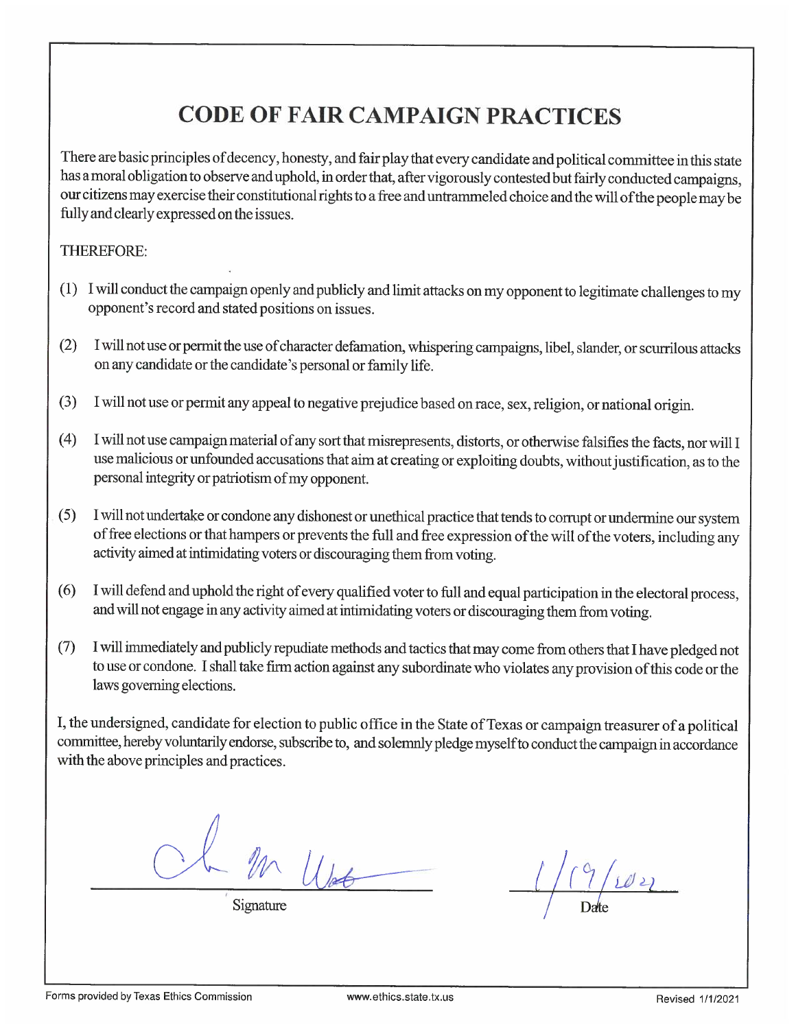# CODE OF FAIR CAMPAIGN PRACTICES

There are basic principles of decency, honesty, and fair play that every candidate and political committee in this state has a moral obligation to observe and uphold, in order that, after vigorously contested but fairly conducted campaigns, our citizens may exercise their constitutional rights to a free and untrammeled choice and the will of the people may be fully and clearly expressed on the issues.

THEREFORE:

(1) I will conduct the campaign openly and publicly and limit attacks on my opponent to legitimate challenges to my opponent's record and stated positions on issues.

(2) I will not use or permit the use of character defamation, whispering campaigns, libel, slander, or scurrilous attacks on any candidate or the candidate's personal or family life.

(3) I will not use or permit any appeal to negative prejudice based on race, sex, religion, or national origin.

(4) I will not use campaign material of any sort that misrepresents, distorts, or otherwise falsifies the facts, nor will I use malicious or unfounded accusations that aim at creating or exploiting doubts, without justification, as to the personal integrity or patriotism of my opponent.

(5) I will not undertake or condone any dishonest or unethical practice that tends to corrupt or undermine our system of free elections or that hampers or prevents the full and free expression of the will of the voters, including any activity aimed at intimidating voters or discouraging them from voting.

(6) I will defend and uphold the right of every qualified voter to full and equal participation in the electoral process, and will not engage in any activity aimed at intimidating voters or discouraging them from voting.

(7) I will immediately and publicly repudiate methods and tactics that may come from others that I have pledged not to use or condone. I shall take firm action against any subordinate who violates any provision of this code or the laws governing elections.

I, the undersigned, candidate for election to public office in the State of Texas or campaign treasurer of a political committee, hereby voluntarily endorse, subscribe to, and solemnly pledge myself to conduct the campaign in accordance with the above principles and practices.

[signature]
Signature

1/19/2022
Date

Forms provided by Texas Ethics Commission www.ethics.state.tx.us Revised 1/1/2021